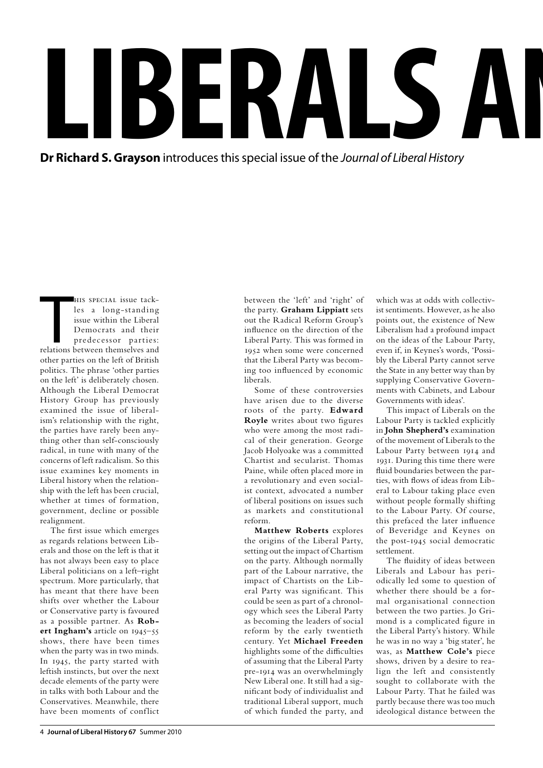# LIBERALS AN

**Dr Richard S. Grayson** introduces this special issue of the *Journal of Liberal History*

This special issue tackles a long-standing issue within the Liberal Democrats and their predecessor parties: relations between themselves and other parties on the left of British politics. The phrase 'other parties on the left' is deliberately chosen. Although the Liberal Democrat History Group has previously examined the issue of liberalism's relationship with the right, the parties have rarely been anything other than self-consciously radical, in tune with many of the concerns of left radicalism. So this issue examines key moments in Liberal history when the relationship with the left has been crucial, whether at times of formation, government, decline or possible realignment.

The first issue which emerges as regards relations between Liberals and those on the left is that it has not always been easy to place Liberal politicians on a left–right spectrum. More particularly, that has meant that there have been shifts over whether the Labour or Conservative party is favoured as a possible partner. As **Robert Ingham's** article on 1945–55 shows, there have been times when the party was in two minds. In 1945, the party started with leftish instincts, but over the next decade elements of the party were in talks with both Labour and the Conservatives. Meanwhile, there have been moments of conflict between the 'left' and 'right' of the party. **Graham Lippiatt** sets out the Radical Reform Group's influence on the direction of the Liberal Party. This was formed in 1952 when some were concerned that the Liberal Party was becoming too influenced by economic liberals.

Some of these controversies have arisen due to the diverse roots of the party. **Edward Royle** writes about two figures who were among the most radical of their generation. George Jacob Holyoake was a committed Chartist and secularist. Thomas Paine, while often placed more in a revolutionary and even socialist context, advocated a number of liberal positions on issues such as markets and constitutional reform.

**Matthew Roberts** explores the origins of the Liberal Party, setting out the impact of Chartism on the party. Although normally part of the Labour narrative, the impact of Chartists on the Liberal Party was significant. This could be seen as part of a chronology which sees the Liberal Party as becoming the leaders of social reform by the early twentieth century. Yet **Michael Freeden** highlights some of the difficulties of assuming that the Liberal Party pre-1914 was an overwhelmingly New Liberal one. It still had a significant body of individualist and traditional Liberal support, much of which funded the party, and which was at odds with collectivist sentiments. However, as he also points out, the existence of New Liberalism had a profound impact on the ideas of the Labour Party, even if, in Keynes's words, 'Possibly the Liberal Party cannot serve the State in any better way than by supplying Conservative Governments with Cabinets, and Labour Governments with ideas'.

This impact of Liberals on the Labour Party is tackled explicitly in **John Shepherd's** examination of the movement of Liberals to the Labour Party between 1914 and 1931. During this time there were fluid boundaries between the parties, with flows of ideas from Liberal to Labour taking place even without people formally shifting to the Labour Party. Of course, this prefaced the later influence of Beveridge and Keynes on the post-1945 social democratic settlement.

The fluidity of ideas between Liberals and Labour has periodically led some to question of whether there should be a formal organisational connection between the two parties. Jo Grimond is a complicated figure in the Liberal Party's history. While he was in no way a 'big stater', he was, as **Matthew Cole's** piece shows, driven by a desire to realign the left and consistently sought to collaborate with the Labour Party. That he failed was partly because there was too much ideological distance between the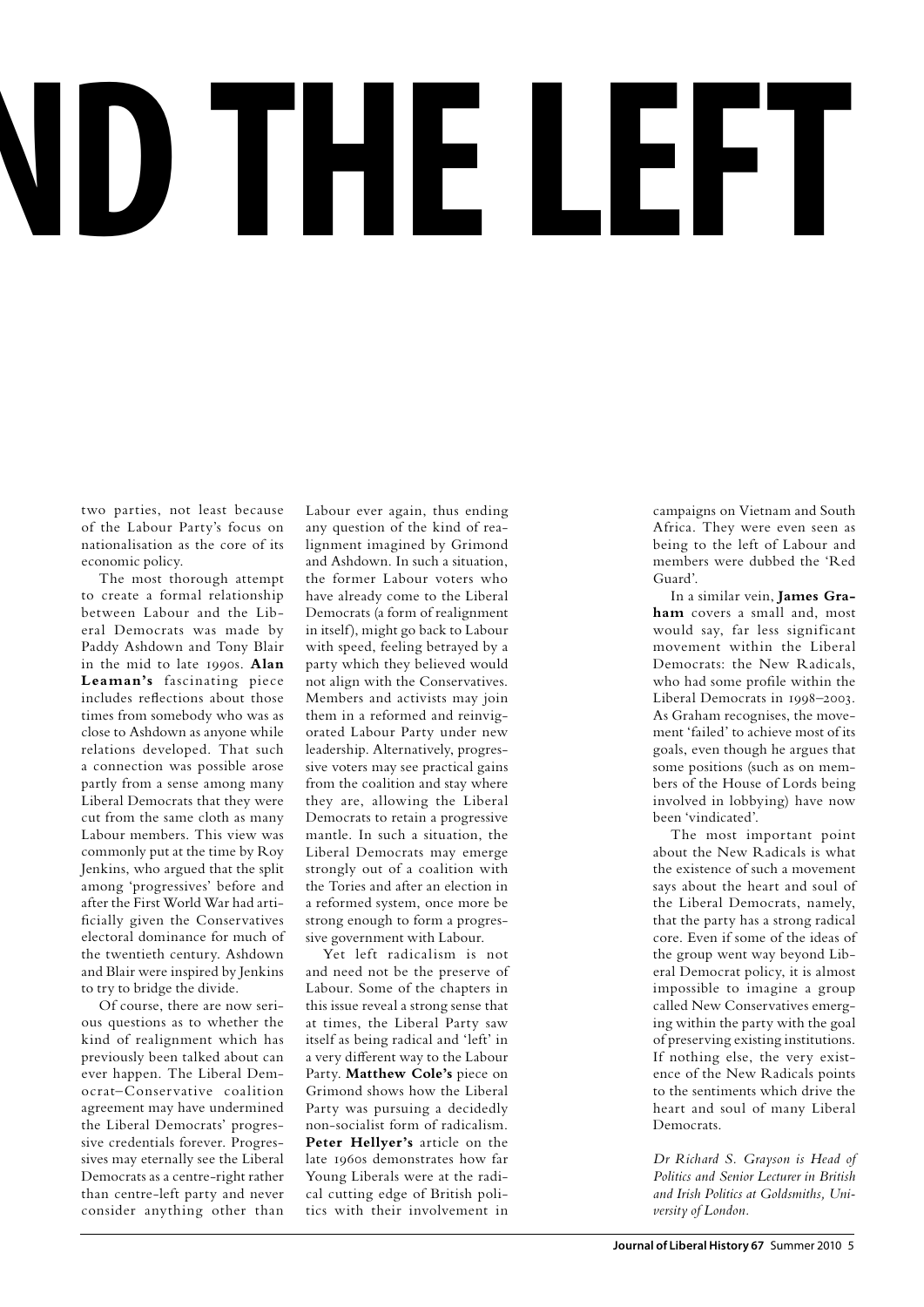# ND THE LEFT

two parties, not least because of the Labour Party's focus on nationalisation as the core of its economic policy.

The most thorough attempt to create a formal relationship between Labour and the Liberal Democrats was made by Paddy Ashdown and Tony Blair in the mid to late 1990s. **Alan Leaman's** fascinating piece includes reflections about those times from somebody who was as close to Ashdown as anyone while relations developed. That such a connection was possible arose partly from a sense among many Liberal Democrats that they were cut from the same cloth as many Labour members. This view was commonly put at the time by Roy Jenkins, who argued that the split among 'progressives' before and after the First World War had artificially given the Conservatives electoral dominance for much of the twentieth century. Ashdown and Blair were inspired by Jenkins to try to bridge the divide.

Of course, there are now serious questions as to whether the kind of realignment which has previously been talked about can ever happen. The Liberal Democrat–Conservative coalition agreement may have undermined the Liberal Democrats' progressive credentials forever. Progressives may eternally see the Liberal Democrats as a centre-right rather than centre-left party and never consider anything other than Labour ever again, thus ending any question of the kind of realignment imagined by Grimond and Ashdown. In such a situation, the former Labour voters who have already come to the Liberal Democrats (a form of realignment in itself), might go back to Labour with speed, feeling betrayed by a party which they believed would not align with the Conservatives. Members and activists may join them in a reformed and reinvigorated Labour Party under new leadership. Alternatively, progressive voters may see practical gains from the coalition and stay where they are, allowing the Liberal Democrats to retain a progressive mantle. In such a situation, the Liberal Democrats may emerge strongly out of a coalition with the Tories and after an election in a reformed system, once more be strong enough to form a progressive government with Labour.

Yet left radicalism is not and need not be the preserve of Labour. Some of the chapters in this issue reveal a strong sense that at times, the Liberal Party saw itself as being radical and 'left' in a very different way to the Labour Party. **Matthew Cole's** piece on Grimond shows how the Liberal Party was pursuing a decidedly non-socialist form of radicalism. **Peter Hellyer's** article on the late 1960s demonstrates how far Young Liberals were at the radical cutting edge of British politics with their involvement in campaigns on Vietnam and South Africa. They were even seen as being to the left of Labour and members were dubbed the 'Red Guard'.

In a similar vein, **James Graham** covers a small and, most would say, far less significant movement within the Liberal Democrats: the New Radicals, who had some profile within the Liberal Democrats in 1998–2003. As Graham recognises, the movement 'failed' to achieve most of its goals, even though he argues that some positions (such as on members of the House of Lords being involved in lobbying) have now been 'vindicated'.

The most important point about the New Radicals is what the existence of such a movement says about the heart and soul of the Liberal Democrats, namely, that the party has a strong radical core. Even if some of the ideas of the group went way beyond Liberal Democrat policy, it is almost impossible to imagine a group called New Conservatives emerging within the party with the goal of preserving existing institutions. If nothing else, the very existence of the New Radicals points to the sentiments which drive the heart and soul of many Liberal Democrats.

*Dr Richard S. Grayson is Head of Politics and Senior Lecturer in British and Irish Politics at Goldsmiths, University of London.*